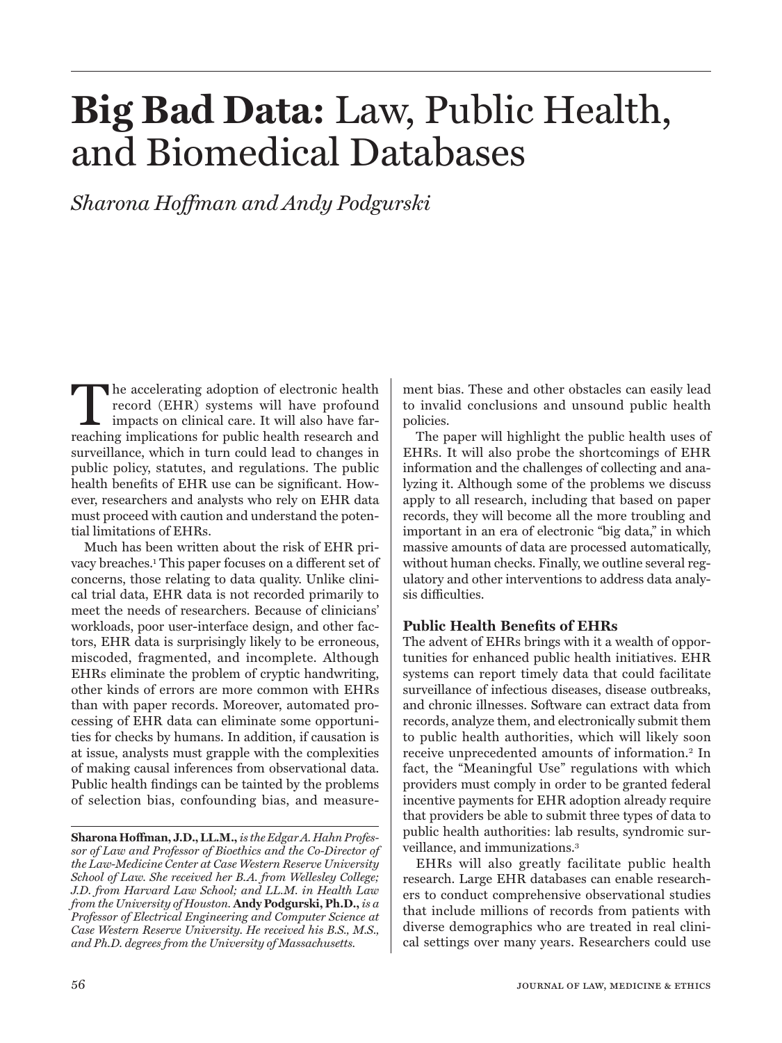# **Big Bad Data:** Law, Public Health, and Biomedical Databases

*Sharona Hoffman and Andy Podgurski*

The accelerating adoption of electronic health record (EHR) systems will have profound impacts on clinical care. It will also have far-reaching implications for public health research and surveillance, which in turn could lead to changes in public policy, statutes, and regulations. The public health benefits of EHR use can be significant. However, researchers and analysts who rely on EHR data must proceed with caution and understand the potential limitations of EHRs.

Much has been written about the risk of EHR privacy breaches.[1] This paper focuses on a different set of concerns, those relating to data quality. Unlike clinical trial data, EHR data is not recorded primarily to meet the needs of researchers. Because of clinicians' workloads, poor user-interface design, and other factors, EHR data is surprisingly likely to be erroneous, miscoded, fragmented, and incomplete. Although EHRs eliminate the problem of cryptic handwriting, other kinds of errors are more common with EHRs than with paper records. Moreover, automated processing of EHR data can eliminate some opportunities for checks by humans. In addition, if causation is at issue, analysts must grapple with the complexities of making causal inferences from observational data. Public health findings can be tainted by the problems of selection bias, confounding bias, and measurement bias. These and other obstacles can easily lead to invalid conclusions and unsound public health policies.

The paper will highlight the public health uses of EHRs. It will also probe the shortcomings of EHR information and the challenges of collecting and analyzing it. Although some of the problems we discuss apply to all research, including that based on paper records, they will become all the more troubling and important in an era of electronic "big data," in which massive amounts of data are processed automatically, without human checks. Finally, we outline several regulatory and other interventions to address data analysis difficulties.

### Public Health Benefits of EHRs

The advent of EHRs brings with it a wealth of opportunities for enhanced public health initiatives. EHR systems can report timely data that could facilitate surveillance of infectious diseases, disease outbreaks, and chronic illnesses. Software can extract data from records, analyze them, and electronically submit them to public health authorities, which will likely soon receive unprecedented amounts of information.[2] In fact, the "Meaningful Use" regulations with which providers must comply in order to be granted federal incentive payments for EHR adoption already require that providers be able to submit three types of data to public health authorities: lab results, syndromic surveillance, and immunizations.[3]

EHRs will also greatly facilitate public health research. Large EHR databases can enable researchers to conduct comprehensive observational studies that include millions of records from patients with diverse demographics who are treated in real clinical settings over many years. Researchers could use

---

**Sharona Hoffman, J.D., LL.M.,** *is the Edgar A. Hahn Professor of Law and Professor of Bioethics and the Co-Director of the Law-Medicine Center at Case Western Reserve University School of Law. She received her B.A. from Wellesley College; J.D. from Harvard Law School; and LL.M. in Health Law from the University of Houston.* **Andy Podgurski, Ph.D.,** *is a Professor of Electrical Engineering and Computer Science at Case Western Reserve University. He received his B.S., M.S., and Ph.D. degrees from the University of Massachusetts.*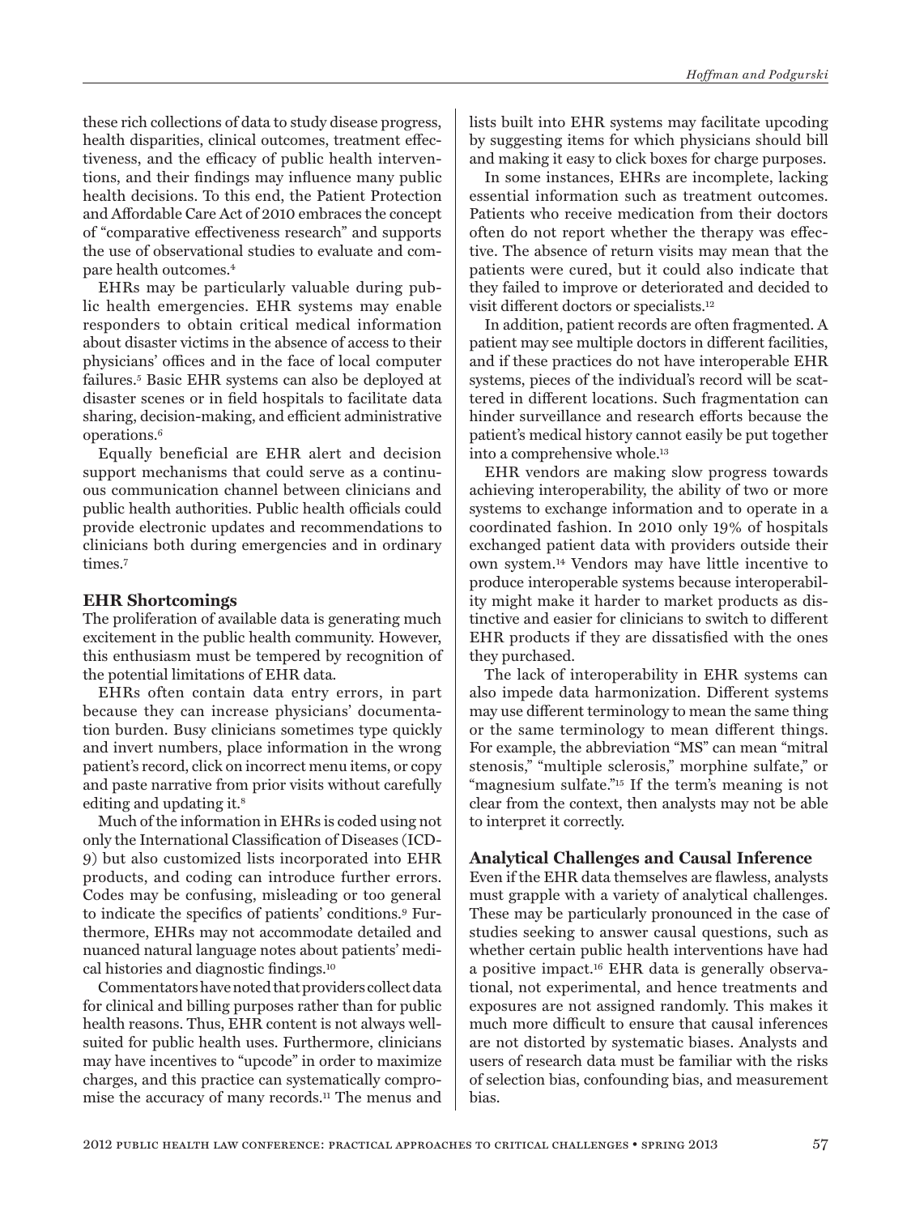these rich collections of data to study disease progress, health disparities, clinical outcomes, treatment effectiveness, and the efficacy of public health interventions, and their findings may influence many public health decisions. To this end, the Patient Protection and Affordable Care Act of 2010 embraces the concept of "comparative effectiveness research" and supports the use of observational studies to evaluate and compare health outcomes.[4]

EHRs may be particularly valuable during public health emergencies. EHR systems may enable responders to obtain critical medical information about disaster victims in the absence of access to their physicians' offices and in the face of local computer failures.[5] Basic EHR systems can also be deployed at disaster scenes or in field hospitals to facilitate data sharing, decision-making, and efficient administrative operations.[6]

Equally beneficial are EHR alert and decision support mechanisms that could serve as a continuous communication channel between clinicians and public health authorities. Public health officials could provide electronic updates and recommendations to clinicians both during emergencies and in ordinary times.[7]

## EHR Shortcomings

The proliferation of available data is generating much excitement in the public health community. However, this enthusiasm must be tempered by recognition of the potential limitations of EHR data.

EHRs often contain data entry errors, in part because they can increase physicians' documentation burden. Busy clinicians sometimes type quickly and invert numbers, place information in the wrong patient's record, click on incorrect menu items, or copy and paste narrative from prior visits without carefully editing and updating it.[8]

Much of the information in EHRs is coded using not only the International Classification of Diseases (ICD-9) but also customized lists incorporated into EHR products, and coding can introduce further errors. Codes may be confusing, misleading or too general to indicate the specifics of patients' conditions.[9] Furthermore, EHRs may not accommodate detailed and nuanced natural language notes about patients' medical histories and diagnostic findings.[10]

Commentators have noted that providers collect data for clinical and billing purposes rather than for public health reasons. Thus, EHR content is not always well-suited for public health uses. Furthermore, clinicians may have incentives to "upcode" in order to maximize charges, and this practice can systematically compromise the accuracy of many records.[11] The menus and lists built into EHR systems may facilitate upcoding by suggesting items for which physicians should bill and making it easy to click boxes for charge purposes.

In some instances, EHRs are incomplete, lacking essential information such as treatment outcomes. Patients who receive medication from their doctors often do not report whether the therapy was effective. The absence of return visits may mean that the patients were cured, but it could also indicate that they failed to improve or deteriorated and decided to visit different doctors or specialists.[12]

In addition, patient records are often fragmented. A patient may see multiple doctors in different facilities, and if these practices do not have interoperable EHR systems, pieces of the individual's record will be scattered in different locations. Such fragmentation can hinder surveillance and research efforts because the patient's medical history cannot easily be put together into a comprehensive whole.[13]

EHR vendors are making slow progress towards achieving interoperability, the ability of two or more systems to exchange information and to operate in a coordinated fashion. In 2010 only 19% of hospitals exchanged patient data with providers outside their own system.[14] Vendors may have little incentive to produce interoperable systems because interoperability might make it harder to market products as distinctive and easier for clinicians to switch to different EHR products if they are dissatisfied with the ones they purchased.

The lack of interoperability in EHR systems can also impede data harmonization. Different systems may use different terminology to mean the same thing or the same terminology to mean different things. For example, the abbreviation "MS" can mean "mitral stenosis," "multiple sclerosis," morphine sulfate," or "magnesium sulfate."[15] If the term's meaning is not clear from the context, then analysts may not be able to interpret it correctly.

## Analytical Challenges and Causal Inference

Even if the EHR data themselves are flawless, analysts must grapple with a variety of analytical challenges. These may be particularly pronounced in the case of studies seeking to answer causal questions, such as whether certain public health interventions have had a positive impact.[16] EHR data is generally observational, not experimental, and hence treatments and exposures are not assigned randomly. This makes it much more difficult to ensure that causal inferences are not distorted by systematic biases. Analysts and users of research data must be familiar with the risks of selection bias, confounding bias, and measurement bias.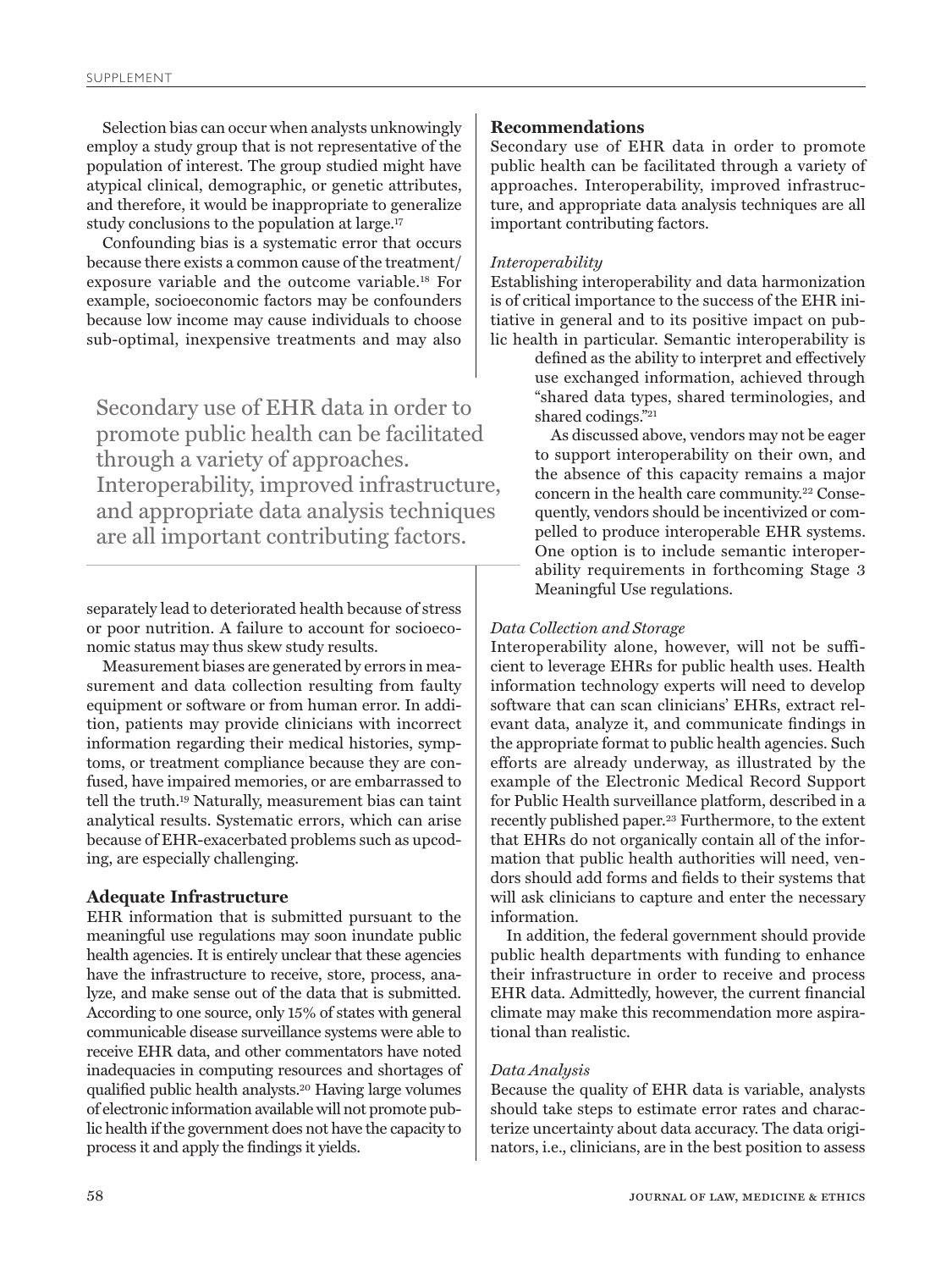Selection bias can occur when analysts unknowingly employ a study group that is not representative of the population of interest. The group studied might have atypical clinical, demographic, or genetic attributes, and therefore, it would be inappropriate to generalize study conclusions to the population at large.[17]

Confounding bias is a systematic error that occurs because there exists a common cause of the treatment/exposure variable and the outcome variable.[18] For example, socioeconomic factors may be confounders because low income may cause individuals to choose sub-optimal, inexpensive treatments and may also separately lead to deteriorated health because of stress or poor nutrition. A failure to account for socioeconomic status may thus skew study results.

Measurement biases are generated by errors in measurement and data collection resulting from faulty equipment or software or from human error. In addition, patients may provide clinicians with incorrect information regarding their medical histories, symptoms, or treatment compliance because they are confused, have impaired memories, or are embarrassed to tell the truth.[19] Naturally, measurement bias can taint analytical results. Systematic errors, which can arise because of EHR-exacerbated problems such as upcoding, are especially challenging.

## Adequate Infrastructure

EHR information that is submitted pursuant to the meaningful use regulations may soon inundate public health agencies. It is entirely unclear that these agencies have the infrastructure to receive, store, process, analyze, and make sense out of the data that is submitted. According to one source, only 15% of states with general communicable disease surveillance systems were able to receive EHR data, and other commentators have noted inadequacies in computing resources and shortages of qualified public health analysts.[20] Having large volumes of electronic information available will not promote public health if the government does not have the capacity to process it and apply the findings it yields.

## Recommendations

Secondary use of EHR data in order to promote public health can be facilitated through a variety of approaches. Interoperability, improved infrastructure, and appropriate data analysis techniques are all important contributing factors.

### *Interoperability*

Establishing interoperability and data harmonization is of critical importance to the success of the EHR initiative in general and to its positive impact on public health in particular. Semantic interoperability is defined as the ability to interpret and effectively use exchanged information, achieved through "shared data types, shared terminologies, and shared codings."[21]

As discussed above, vendors may not be eager to support interoperability on their own, and the absence of this capacity remains a major concern in the health care community.[22] Consequently, vendors should be incentivized or compelled to produce interoperable EHR systems. One option is to include semantic interoperability requirements in forthcoming Stage 3 Meaningful Use regulations.

### *Data Collection and Storage*

Interoperability alone, however, will not be sufficient to leverage EHRs for public health uses. Health information technology experts will need to develop software that can scan clinicians' EHRs, extract relevant data, analyze it, and communicate findings in the appropriate format to public health agencies. Such efforts are already underway, as illustrated by the example of the Electronic Medical Record Support for Public Health surveillance platform, described in a recently published paper.[23] Furthermore, to the extent that EHRs do not organically contain all of the information that public health authorities will need, vendors should add forms and fields to their systems that will ask clinicians to capture and enter the necessary information.

In addition, the federal government should provide public health departments with funding to enhance their infrastructure in order to receive and process EHR data. Admittedly, however, the current financial climate may make this recommendation more aspirational than realistic.

### *Data Analysis*

Because the quality of EHR data is variable, analysts should take steps to estimate error rates and characterize uncertainty about data accuracy. The data originators, i.e., clinicians, are in the best position to assess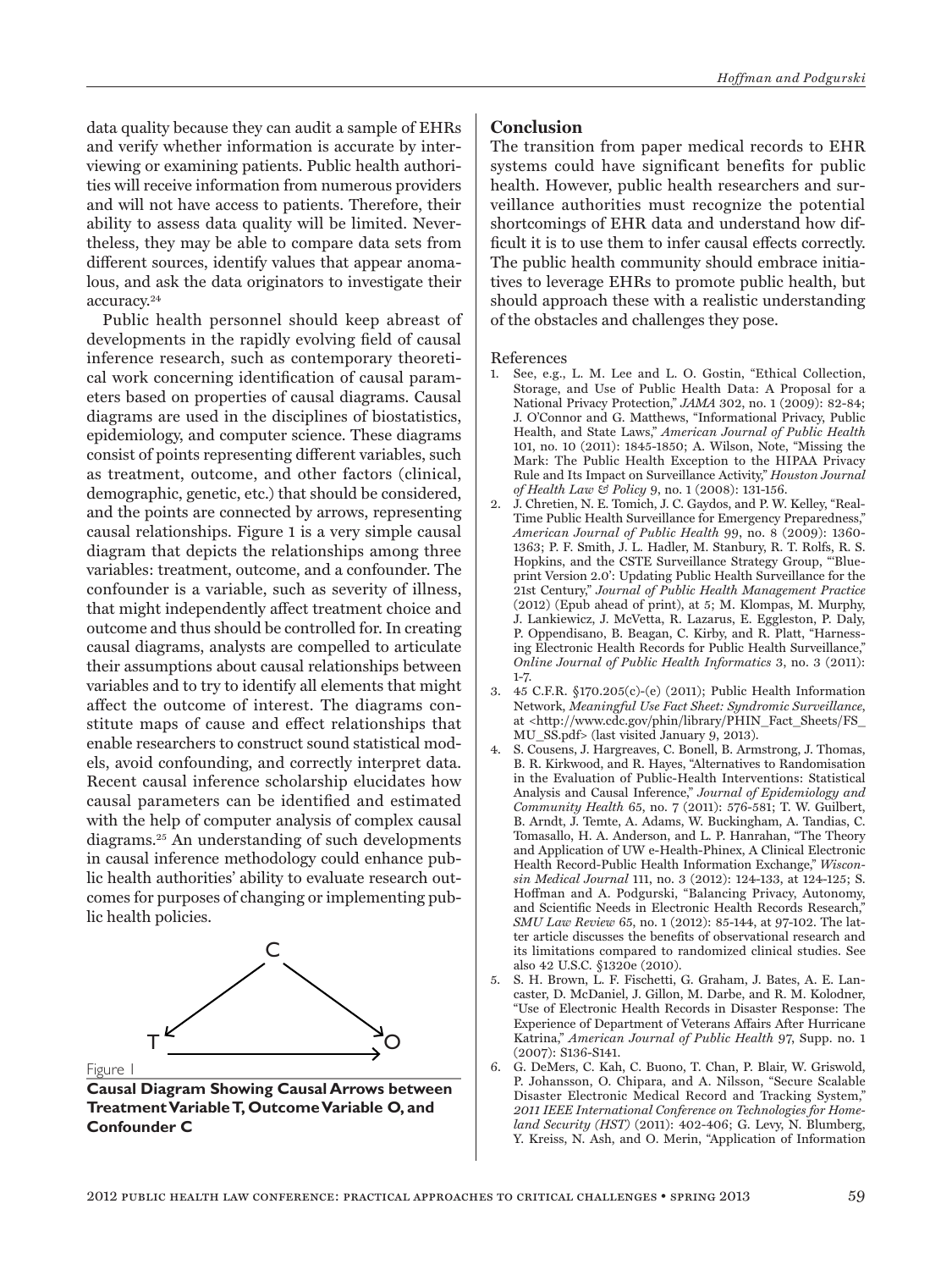data quality because they can audit a sample of EHRs and verify whether information is accurate by interviewing or examining patients. Public health authorities will receive information from numerous providers and will not have access to patients. Therefore, their ability to assess data quality will be limited. Nevertheless, they may be able to compare data sets from different sources, identify values that appear anomalous, and ask the data originators to investigate their accuracy.[24]

Public health personnel should keep abreast of developments in the rapidly evolving field of causal inference research, such as contemporary theoretical work concerning identification of causal parameters based on properties of causal diagrams. Causal diagrams are used in the disciplines of biostatistics, epidemiology, and computer science. These diagrams consist of points representing different variables, such as treatment, outcome, and other factors (clinical, demographic, genetic, etc.) that should be considered, and the points are connected by arrows, representing causal relationships. Figure 1 is a very simple causal diagram that depicts the relationships among three variables: treatment, outcome, and a confounder. The confounder is a variable, such as severity of illness, that might independently affect treatment choice and outcome and thus should be controlled for. In creating causal diagrams, analysts are compelled to articulate their assumptions about causal relationships between variables and to try to identify all elements that might affect the outcome of interest. The diagrams constitute maps of cause and effect relationships that enable researchers to construct sound statistical models, avoid confounding, and correctly interpret data. Recent causal inference scholarship elucidates how causal parameters can be identified and estimated with the help of computer analysis of complex causal diagrams.[25] An understanding of such developments in causal inference methodology could enhance public health authorities' ability to evaluate research outcomes for purposes of changing or implementing public health policies.

C

T

O

Figure 1

**Causal Diagram Showing Causal Arrows between Treatment Variable T, Outcome Variable O, and Confounder C**

## Conclusion

The transition from paper medical records to EHR systems could have significant benefits for public health. However, public health researchers and surveillance authorities must recognize the potential shortcomings of EHR data and understand how difficult it is to use them to infer causal effects correctly. The public health community should embrace initiatives to leverage EHRs to promote public health, but should approach these with a realistic understanding of the obstacles and challenges they pose.

References

1. See, e.g., L. M. Lee and L. O. Gostin, "Ethical Collection, Storage, and Use of Public Health Data: A Proposal for a National Privacy Protection," *JAMA* 302, no. 1 (2009): 82-84; J. O'Connor and G. Matthews, "Informational Privacy, Public Health, and State Laws," *American Journal of Public Health* 101, no. 10 (2011): 1845-1850; A. Wilson, Note, "Missing the Mark: The Public Health Exception to the HIPAA Privacy Rule and Its Impact on Surveillance Activity," *Houston Journal of Health Law & Policy* 9, no. 1 (2008): 131-156.
2. J. Chretien, N. E. Tomich, J. C. Gaydos, and P. W. Kelley, "Real-Time Public Health Surveillance for Emergency Preparedness," *American Journal of Public Health* 99, no. 8 (2009): 1360-1363; P. F. Smith, J. L. Hadler, M. Stanbury, R. T. Rolfs, R. S. Hopkins, and the CSTE Surveillance Strategy Group, "'Blueprint Version 2.0': Updating Public Health Surveillance for the 21st Century," *Journal of Public Health Management Practice* (2012) (Epub ahead of print), at 5; M. Klompas, M. Murphy, J. Lankiewicz, J. McVetta, R. Lazarus, E. Eggleston, P. Daly, P. Oppendisano, B. Beagan, C. Kirby, and R. Platt, "Harnessing Electronic Health Records for Public Health Surveillance," *Online Journal of Public Health Informatics* 3, no. 3 (2011): 1-7.
3. 45 C.F.R. §170.205(c)-(e) (2011); Public Health Information Network, *Meaningful Use Fact Sheet: Syndromic Surveillance*, at <http://www.cdc.gov/phin/library/PHIN_Fact_Sheets/FS_MU_SS.pdf> (last visited January 9, 2013).
4. S. Cousens, J. Hargreaves, C. Bonell, B. Armstrong, J. Thomas, B. R. Kirkwood, and R. Hayes, "Alternatives to Randomisation in the Evaluation of Public-Health Interventions: Statistical Analysis and Causal Inference," *Journal of Epidemiology and Community Health* 65, no. 7 (2011): 576-581; T. W. Guilbert, B. Arndt, J. Temte, A. Adams, W. Buckingham, A. Tandias, C. Tomasallo, H. A. Anderson, and L. P. Hanrahan, "The Theory and Application of UW e-Health-Phinex, A Clinical Electronic Health Record-Public Health Information Exchange," *Wisconsin Medical Journal* 111, no. 3 (2012): 124-133, at 124-125; S. Hoffman and A. Podgurski, "Balancing Privacy, Autonomy, and Scientific Needs in Electronic Health Records Research," *SMU Law Review* 65, no. 1 (2012): 85-144, at 97-102. The latter article discusses the benefits of observational research and its limitations compared to randomized clinical studies. See also 42 U.S.C. §1320e (2010).
5. S. H. Brown, L. F. Fischetti, G. Graham, J. Bates, A. E. Lancaster, D. McDaniel, J. Gillon, M. Darbe, and R. M. Kolodner, "Use of Electronic Health Records in Disaster Response: The Experience of Department of Veterans Affairs After Hurricane Katrina," *American Journal of Public Health* 97, Supp. no. 1 (2007): S136-S141.
6. G. DeMers, C. Kah, C. Buono, T. Chan, P. Blair, W. Griswold, P. Johansson, O. Chipara, and A. Nilsson, "Secure Scalable Disaster Electronic Medical Record and Tracking System," *2011 IEEE International Conference on Technologies for Homeland Security (HST)* (2011): 402-406; G. Levy, N. Blumberg, Y. Kreiss, N. Ash, and O. Merin, "Application of Information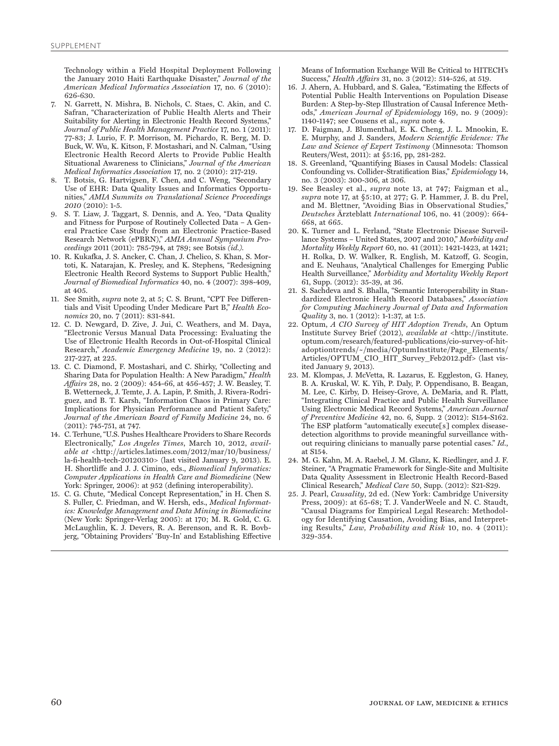Technology within a Field Hospital Deployment Following the January 2010 Haiti Earthquake Disaster," *Journal of the American Medical Informatics Association* 17, no. 6 (2010): 626-630.

7. N. Garrett, N. Mishra, B. Nichols, C. Staes, C. Akin, and C. Safran, "Characterization of Public Health Alerts and Their Suitability for Alerting in Electronic Health Record Systems," *Journal of Public Health Management Practice* 17, no. 1 (2011): 77-83; J. Lurio, F. P. Morrison, M. Pichardo, R. Berg, M. D. Buck, W. Wu, K. Kitson, F. Mostashari, and N. Calman, "Using Electronic Health Record Alerts to Provide Public Health Situational Awareness to Clinicians," *Journal of the American Medical Informatics Association* 17, no. 2 (2010): 217-219.
8. T. Botsis, G. Hartvigsen, F. Chen, and C. Weng, "Secondary Use of EHR: Data Quality Issues and Informatics Opportunities," *AMIA Summits on Translational Science Proceedings 2010* (2010): 1-5.
9. S. T. Liaw, J. Taggart, S. Dennis, and A. Yeo, "Data Quality and Fitness for Purpose of Routinely Collected Data – A General Practice Case Study from an Electronic Practice-Based Research Network (ePBRN)," *AMIA Annual Symposium Proceedings* 2011 (2011): 785-794, at 789; see Botsis *(id.)*.
10. R. Kukafka, J. S. Ancker, C. Chan, J. Chelico, S. Khan, S. Mortoti, K. Natarajan, K. Presley, and K. Stephens, "Redesigning Electronic Health Record Systems to Support Public Health," *Journal of Biomedical Informatics* 40, no. 4 (2007): 398-409, at 405.
11. See Smith, *supra* note 2, at 5; C. S. Brunt, "CPT Fee Differentials and Visit Upcoding Under Medicare Part B," *Health Economics* 20, no. 7 (2011): 831-841.
12. C. D. Newgard, D. Zive, J. Jui, C. Weathers, and M. Daya, "Electronic Versus Manual Data Processing: Evaluating the Use of Electronic Health Records in Out-of-Hospital Clinical Research," *Academic Emergency Medicine* 19, no. 2 (2012): 217-227, at 225.
13. C. C. Diamond, F. Mostashari, and C. Shirky, "Collecting and Sharing Data for Population Health: A New Paradigm," *Health Affairs* 28, no. 2 (2009): 454-66, at 456-457; J. W. Beasley, T. B. Wetterneck, J. Temte, J. A. Lapin, P. Smith, J. Rivera-Rodriguez, and B. T. Karsh, "Information Chaos in Primary Care: Implications for Physician Performance and Patient Safety," *Journal of the American Board of Family Medicine* 24, no. 6 (2011): 745-751, at 747.
14. C. Terhune, "U.S. Pushes Healthcare Providers to Share Records Electronically," *Los Angeles Times*, March 10, 2012, *available at* <http://articles.latimes.com/2012/mar/10/business/la-fi-health-tech-20120310> (last visited January 9, 2013). E. H. Shortliffe and J. J. Cimino, eds., *Biomedical Informatics: Computer Applications in Health Care and Biomedicine* (New York: Springer, 2006): at 952 (defining interoperability).
15. C. G. Chute, "Medical Concept Representation," in H. Chen S. S. Fuller, C. Friedman, and W. Hersh, eds., *Medical Informatics: Knowledge Management and Data Mining in Biomedicine* (New York: Springer-Verlag 2005): at 170; M. R. Gold, C. G. McLaughlin, K. J. Devers, R. A. Berenson, and R. R. Bovbjerg, "Obtaining Providers' 'Buy-In' and Establishing Effective Means of Information Exchange Will Be Critical to HITECH's Success," *Health Affairs* 31, no. 3 (2012): 514-526, at 519.
16. J. Ahern, A. Hubbard, and S. Galea, "Estimating the Effects of Potential Public Health Interventions on Population Disease Burden: A Step-by-Step Illustration of Causal Inference Methods," *American Journal of Epidemiology* 169, no. 9 (2009): 1140-1147; see Cousens et al., *supra* note 4.
17. D. Faigman, J. Blumenthal, E. K. Cheng, J. L. Mnookin, E. E. Murphy, and J. Sanders, *Modern Scientific Evidence: The Law and Science of Expert Testimony* (Minnesota: Thomson Reuters/West, 2011): at §5:16, pp, 281-282.
18. S. Greenland, "Quantifying Biases in Causal Models: Classical Confounding vs. Collider-Stratification Bias," *Epidemiology* 14, no. 3 (2003): 300-306, at 306.
19. See Beasley et al., *supra* note 13, at 747; Faigman et al., *supra* note 17, at §5:10, at 277; G. P. Hammer, J. B. du Prel, and M. Blettner, "Avoiding Bias in Observational Studies," *Deutsches* Ärzteblatt *International* 106, no. 41 (2009): 664-668, at 665.
20. K. Turner and L. Ferland, "State Electronic Disease Surveillance Systems – United States, 2007 and 2010," *Morbidity and Mortality Weekly Report* 60, no. 41 (2011): 1421-1423, at 1421; H. Rolka, D. W. Walker, R. English, M. Katzoff, G. Scogin, and E. Neuhaus, "Analytical Challenges for Emerging Public Health Surveillance," *Morbidity and Mortality Weekly Report* 61, Supp. (2012): 35-39, at 36.
21. S. Sachdeva and S. Bhalla, "Semantic Interoperability in Standardized Electronic Health Record Databases," *Association for Computing Machinery Journal of Data and Information Quality* 3, no. 1 (2012): 1-1:37, at 1:5.
22. Optum, *A CIO Survey of HIT Adoption Trends*, An Optum Institute Survey Brief (2012), *available at* <http://institute.optum.com/research/featured-publications/cio-survey-of-hit-adoptiontrends/~/media/OptumInstitute/Page_Elements/Articles/OPTUM_CIO_HIT_Survey_Feb2012.pdf> (last visited January 9, 2013).
23. M. Klompas, J. McVetta, R. Lazarus, E. Eggleston, G. Haney, B. A. Kruskal, W. K. Yih, P. Daly, P. Oppendisano, B. Beagan, M. Lee, C. Kirby, D. Heisey-Grove, A. DeMaria, and R. Platt, "Integrating Clinical Practice and Public Health Surveillance Using Electronic Medical Record Systems," *American Journal of Preventive Medicine* 42, no. 6, Supp. 2 (2012): S154-S162. The ESP platform "automatically execute[s] complex disease-detection algorithms to provide meaningful surveillance without requiring clinicians to manually parse potential cases." *Id.*, at S154.
24. M. G. Kahn, M. A. Raebel, J. M. Glanz, K. Riedlinger, and J. F. Steiner, "A Pragmatic Framework for Single-Site and Multisite Data Quality Assessment in Electronic Health Record-Based Clinical Research," *Medical Care* 50, Supp. (2012): S21-S29.
25. J. Pearl, *Causality*, 2d ed. (New York: Cambridge University Press, 2009): at 65-68; T. J. VanderWeele and N. C. Staudt, "Causal Diagrams for Empirical Legal Research: Methodology for Identifying Causation, Avoiding Bias, and Interpreting Results," *Law, Probability and Risk* 10, no. 4 (2011): 329-354.